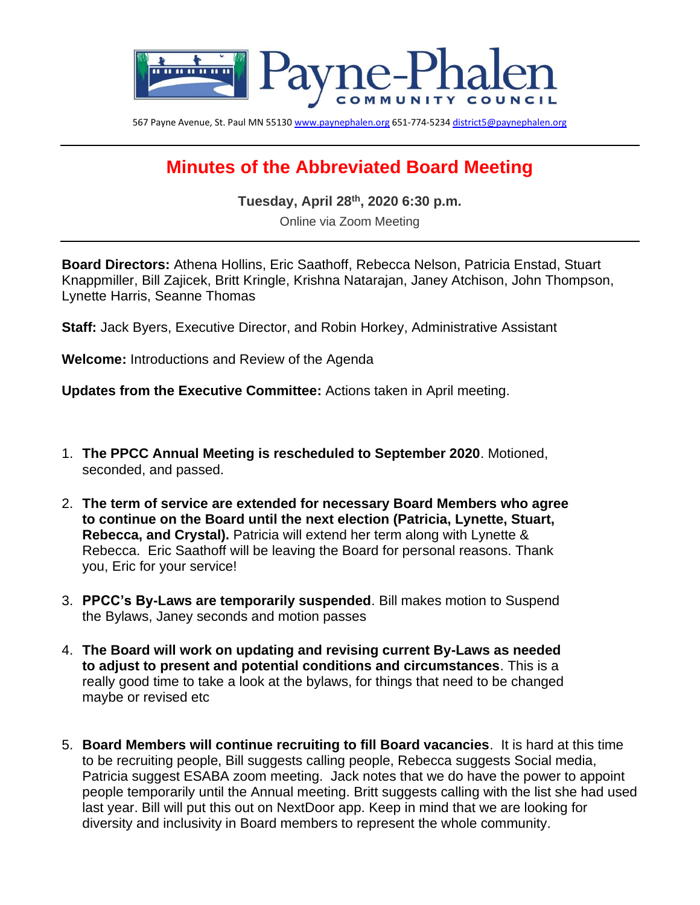# Payne-Phalen Community Council

567 Payne Avenue, St. Paul MN 55130 www.paynephalen.org 651-774-5234 district5@paynephalen.org

## Minutes of the Abbreviated Board Meeting

**Tuesday, April 28th, 2020 6:30 p.m.**

Online via Zoom Meeting

**Board Directors:** Athena Hollins, Eric Saathoff, Rebecca Nelson, Patricia Enstad, Stuart Knappmiller, Bill Zajicek, Britt Kringle, Krishna Natarajan, Janey Atchison, John Thompson, Lynette Harris, Seanne Thomas

**Staff:** Jack Byers, Executive Director, and Robin Horkey, Administrative Assistant

**Welcome:** Introductions and Review of the Agenda

**Updates from the Executive Committee:** Actions taken in April meeting.

1. **The PPCC Annual Meeting is rescheduled to September 2020**. Motioned, seconded, and passed.

2. **The term of service are extended for necessary Board Members who agree to continue on the Board until the next election (Patricia, Lynette, Stuart, Rebecca, and Crystal).** Patricia will extend her term along with Lynette & Rebecca. Eric Saathoff will be leaving the Board for personal reasons. Thank you, Eric for your service!

3. **PPCC's By-Laws are temporarily suspended**. Bill makes motion to Suspend the Bylaws, Janey seconds and motion passes

4. **The Board will work on updating and revising current By-Laws as needed to adjust to present and potential conditions and circumstances**. This is a really good time to take a look at the bylaws, for things that need to be changed maybe or revised etc

5. **Board Members will continue recruiting to fill Board vacancies**. It is hard at this time to be recruiting people, Bill suggests calling people, Rebecca suggests Social media, Patricia suggest ESABA zoom meeting. Jack notes that we do have the power to appoint people temporarily until the Annual meeting. Britt suggests calling with the list she had used last year. Bill will put this out on NextDoor app. Keep in mind that we are looking for diversity and inclusivity in Board members to represent the whole community.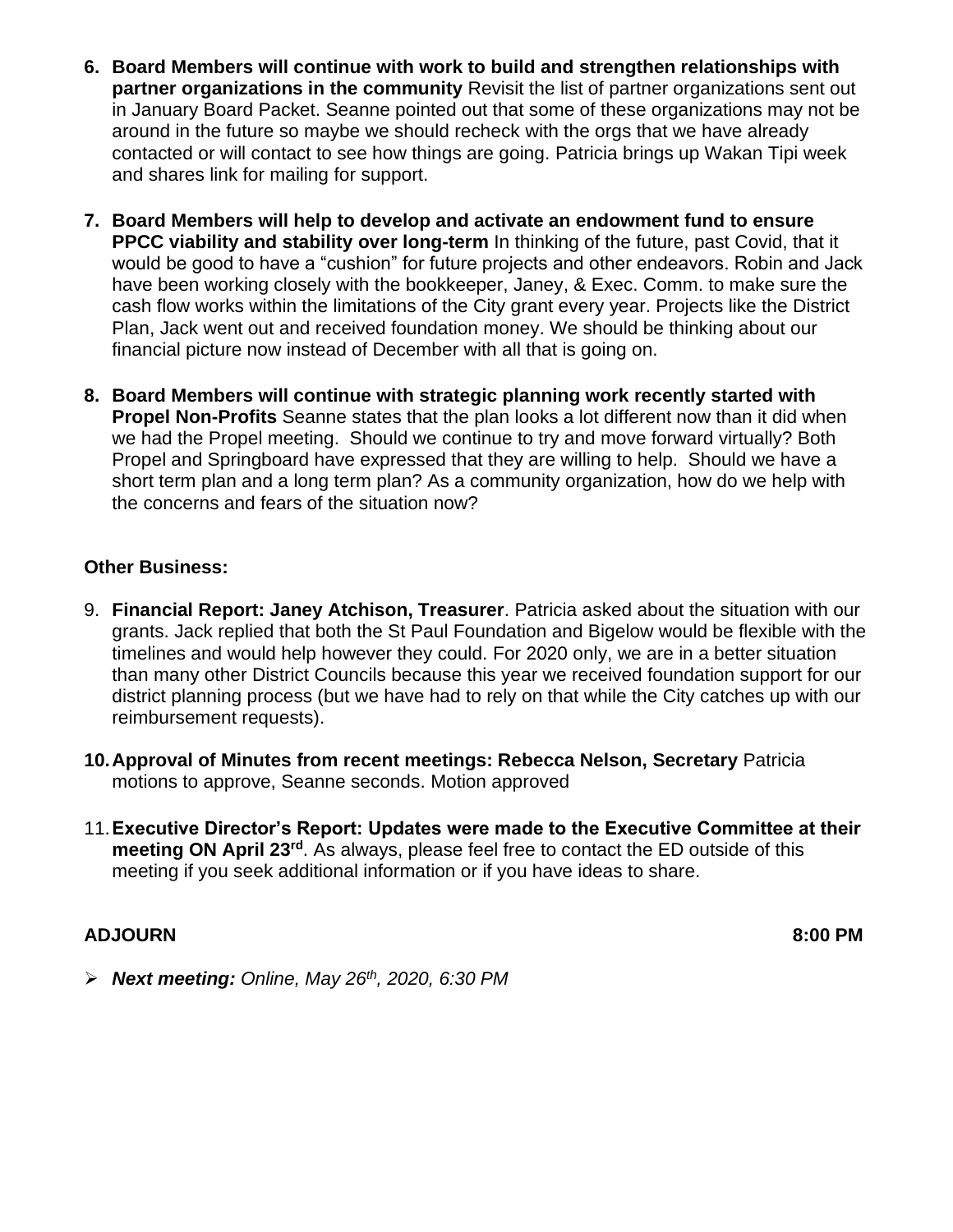6. **Board Members will continue with work to build and strengthen relationships with partner organizations in the community** Revisit the list of partner organizations sent out in January Board Packet. Seanne pointed out that some of these organizations may not be around in the future so maybe we should recheck with the orgs that we have already contacted or will contact to see how things are going. Patricia brings up Wakan Tipi week and shares link for mailing for support.

7. **Board Members will help to develop and activate an endowment fund to ensure PPCC viability and stability over long-term** In thinking of the future, past Covid, that it would be good to have a "cushion" for future projects and other endeavors. Robin and Jack have been working closely with the bookkeeper, Janey, & Exec. Comm. to make sure the cash flow works within the limitations of the City grant every year. Projects like the District Plan, Jack went out and received foundation money. We should be thinking about our financial picture now instead of December with all that is going on.

8. **Board Members will continue with strategic planning work recently started with Propel Non-Profits** Seanne states that the plan looks a lot different now than it did when we had the Propel meeting. Should we continue to try and move forward virtually? Both Propel and Springboard have expressed that they are willing to help. Should we have a short term plan and a long term plan? As a community organization, how do we help with the concerns and fears of the situation now?

**Other Business:**

9. **Financial Report: Janey Atchison, Treasurer**. Patricia asked about the situation with our grants. Jack replied that both the St Paul Foundation and Bigelow would be flexible with the timelines and would help however they could. For 2020 only, we are in a better situation than many other District Councils because this year we received foundation support for our district planning process (but we have had to rely on that while the City catches up with our reimbursement requests).

10. **Approval of Minutes from recent meetings: Rebecca Nelson, Secretary** Patricia motions to approve, Seanne seconds. Motion approved

11. **Executive Director's Report: Updates were made to the Executive Committee at their meeting ON April 23rd**. As always, please feel free to contact the ED outside of this meeting if you seek additional information or if you have ideas to share.

**ADJOURN** **8:00 PM**

- ***Next meeting:*** *Online, May 26th, 2020, 6:30 PM*